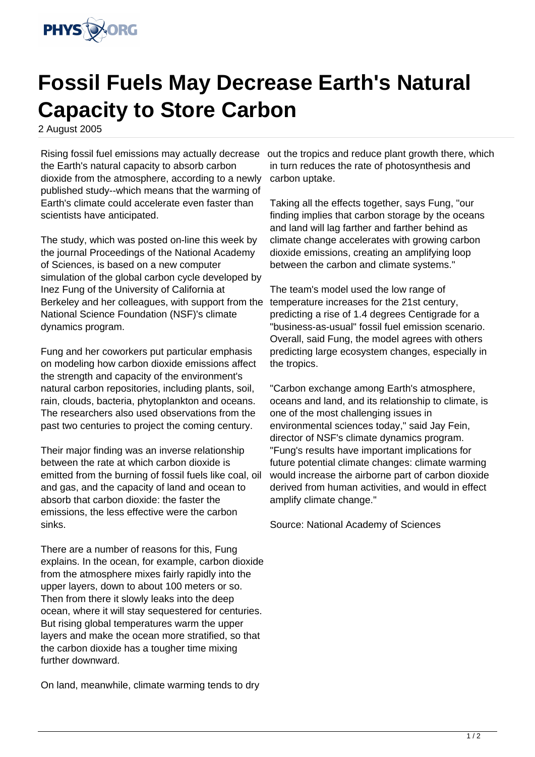# Fossil Fuels May Decrease Earth's Natural Capacity to Store Carbon

2 August 2005

Rising fossil fuel emissions may actually decrease the Earth's natural capacity to absorb carbon dioxide from the atmosphere, according to a newly published study--which means that the warming of Earth's climate could accelerate even faster than scientists have anticipated.

The study, which was posted on-line this week by the journal Proceedings of the National Academy of Sciences, is based on a new computer simulation of the global carbon cycle developed by Inez Fung of the University of California at Berkeley and her colleagues, with support from the National Science Foundation (NSF)'s climate dynamics program.

Fung and her coworkers put particular emphasis on modeling how carbon dioxide emissions affect the strength and capacity of the environment's natural carbon repositories, including plants, soil, rain, clouds, bacteria, phytoplankton and oceans. The researchers also used observations from the past two centuries to project the coming century.

Their major finding was an inverse relationship between the rate at which carbon dioxide is emitted from the burning of fossil fuels like coal, oil and gas, and the capacity of land and ocean to absorb that carbon dioxide: the faster the emissions, the less effective were the carbon sinks.

There are a number of reasons for this, Fung explains. In the ocean, for example, carbon dioxide from the atmosphere mixes fairly rapidly into the upper layers, down to about 100 meters or so. Then from there it slowly leaks into the deep ocean, where it will stay sequestered for centuries. But rising global temperatures warm the upper layers and make the ocean more stratified, so that the carbon dioxide has a tougher time mixing further downward.

On land, meanwhile, climate warming tends to dry out the tropics and reduce plant growth there, which in turn reduces the rate of photosynthesis and carbon uptake.

Taking all the effects together, says Fung, "our finding implies that carbon storage by the oceans and land will lag farther and farther behind as climate change accelerates with growing carbon dioxide emissions, creating an amplifying loop between the carbon and climate systems."

The team's model used the low range of temperature increases for the 21st century, predicting a rise of 1.4 degrees Centigrade for a "business-as-usual" fossil fuel emission scenario. Overall, said Fung, the model agrees with others predicting large ecosystem changes, especially in the tropics.

"Carbon exchange among Earth's atmosphere, oceans and land, and its relationship to climate, is one of the most challenging issues in environmental sciences today," said Jay Fein, director of NSF's climate dynamics program. "Fung's results have important implications for future potential climate changes: climate warming would increase the airborne part of carbon dioxide derived from human activities, and would in effect amplify climate change."

Source: National Academy of Sciences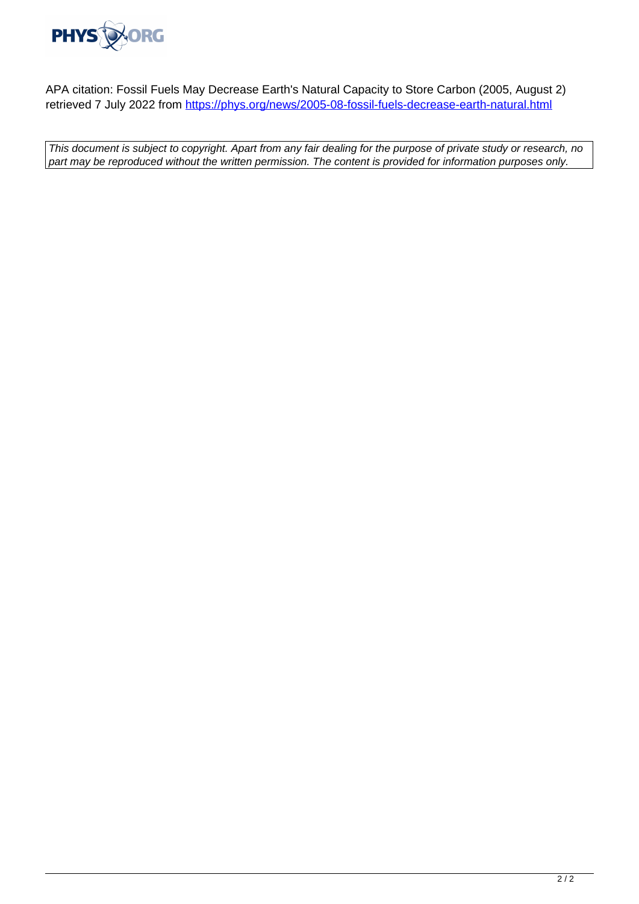APA citation: Fossil Fuels May Decrease Earth's Natural Capacity to Store Carbon (2005, August 2) retrieved 7 July 2022 from https://phys.org/news/2005-08-fossil-fuels-decrease-earth-natural.html

*This document is subject to copyright. Apart from any fair dealing for the purpose of private study or research, no part may be reproduced without the written permission. The content is provided for information purposes only.*